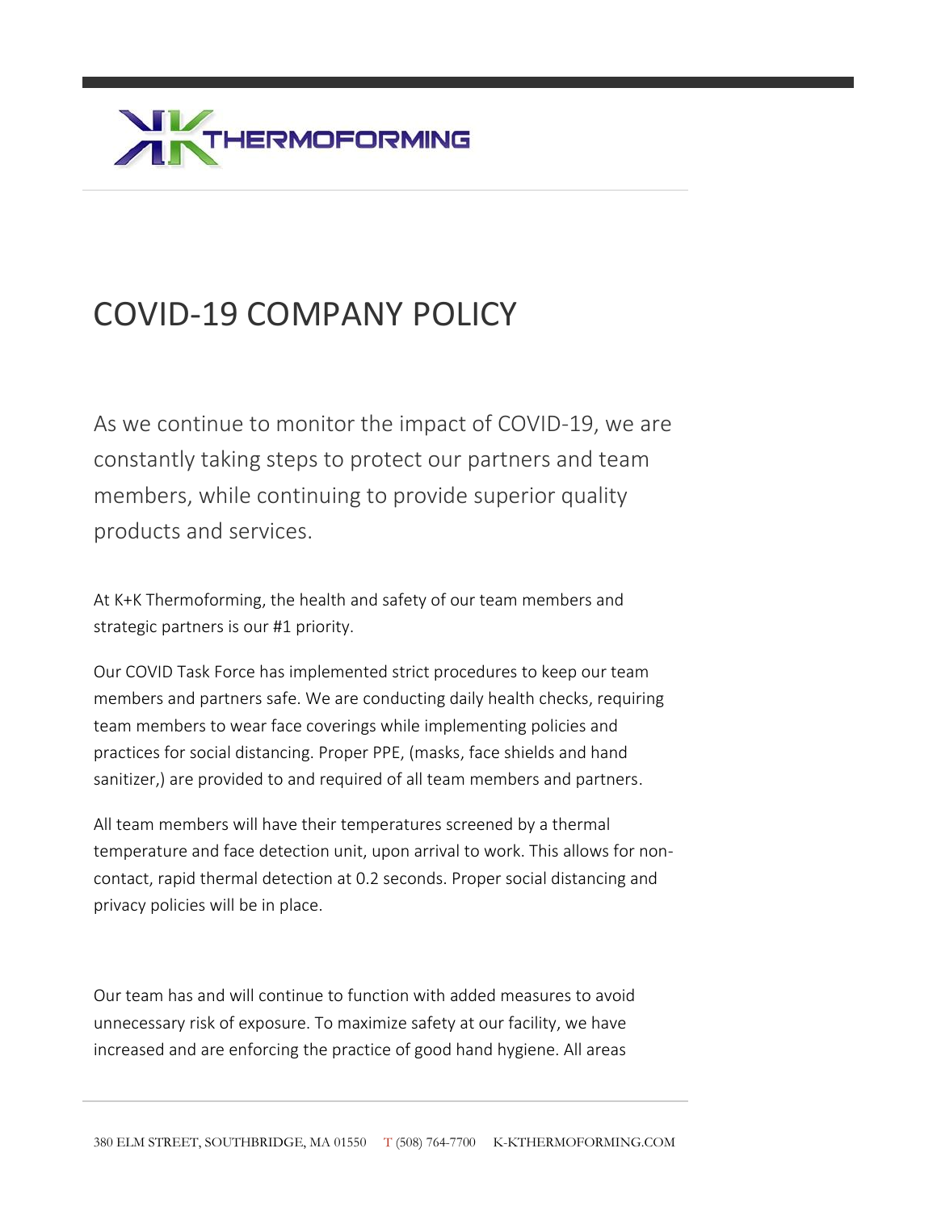# COVID-19 COMPANY POLICY

As we continue to monitor the impact of COVID-19, we are constantly taking steps to protect our partners and team members, while continuing to provide superior quality products and services.

At K+K Thermoforming, the health and safety of our team members and strategic partners is our #1 priority.

Our COVID Task Force has implemented strict procedures to keep our team members and partners safe. We are conducting daily health checks, requiring team members to wear face coverings while implementing policies and practices for social distancing. Proper PPE, (masks, face shields and hand sanitizer,) are provided to and required of all team members and partners.

All team members will have their temperatures screened by a thermal temperature and face detection unit, upon arrival to work. This allows for non-contact, rapid thermal detection at 0.2 seconds. Proper social distancing and privacy policies will be in place.

Our team has and will continue to function with added measures to avoid unnecessary risk of exposure. To maximize safety at our facility, we have increased and are enforcing the practice of good hand hygiene. All areas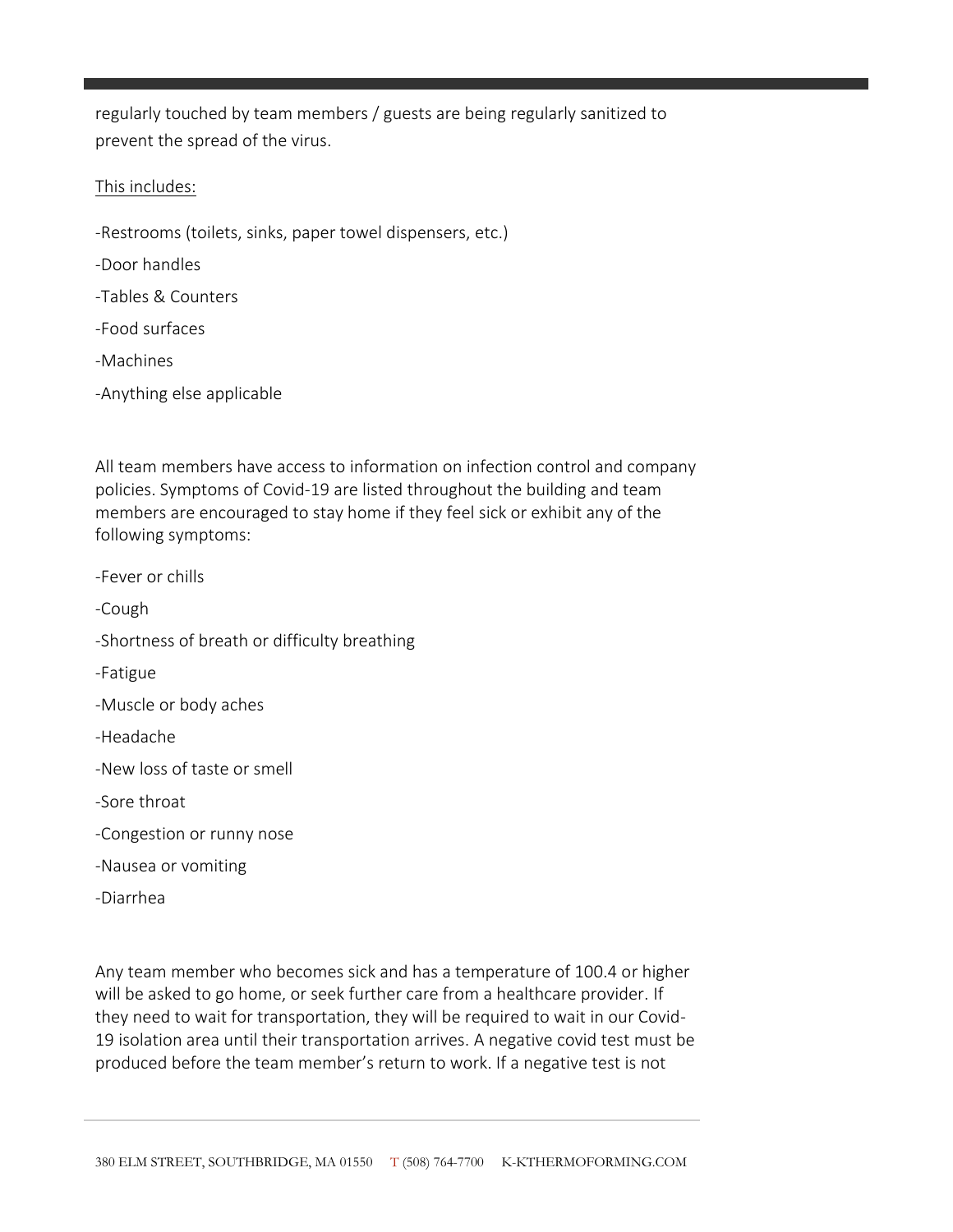regularly touched by team members / guests are being regularly sanitized to prevent the spread of the virus.

<u>This includes:</u>

-Restrooms (toilets, sinks, paper towel dispensers, etc.)

-Door handles

-Tables & Counters

-Food surfaces

-Machines

-Anything else applicable

All team members have access to information on infection control and company policies. Symptoms of Covid-19 are listed throughout the building and team members are encouraged to stay home if they feel sick or exhibit any of the following symptoms:

-Fever or chills

-Cough

-Shortness of breath or difficulty breathing

-Fatigue

-Muscle or body aches

-Headache

-New loss of taste or smell

-Sore throat

-Congestion or runny nose

-Nausea or vomiting

-Diarrhea

Any team member who becomes sick and has a temperature of 100.4 or higher will be asked to go home, or seek further care from a healthcare provider. If they need to wait for transportation, they will be required to wait in our Covid-19 isolation area until their transportation arrives. A negative covid test must be produced before the team member's return to work. If a negative test is not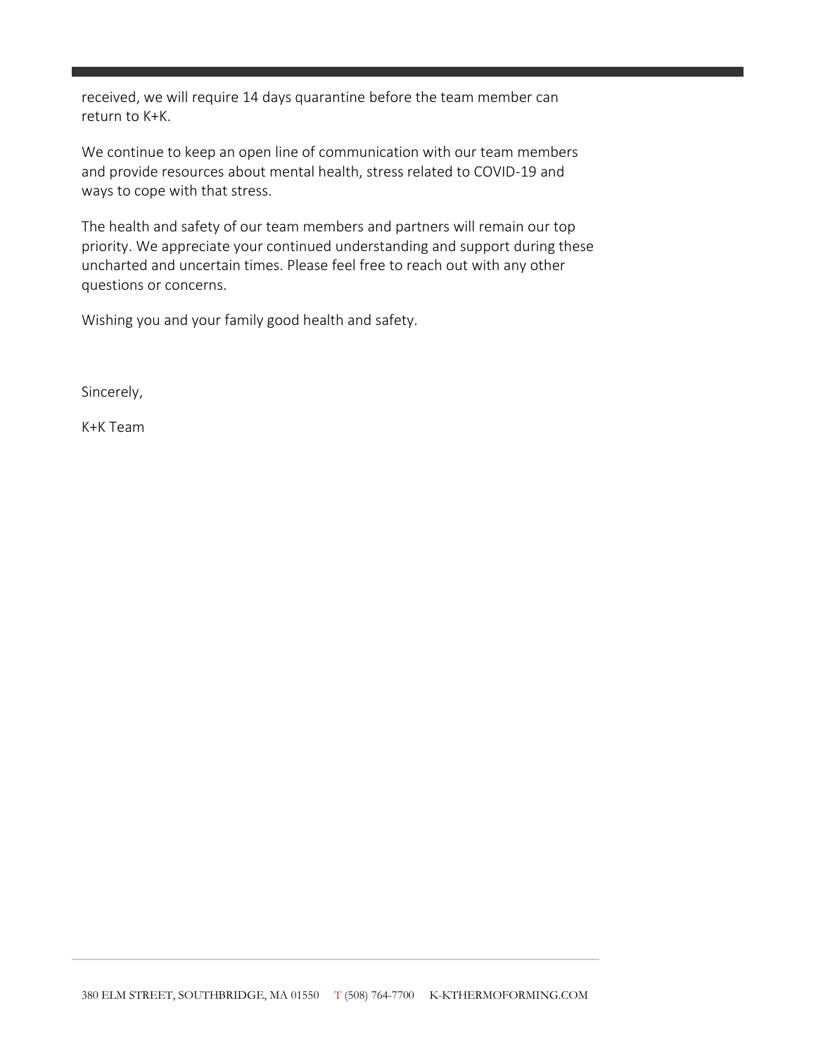received, we will require 14 days quarantine before the team member can return to K+K.

We continue to keep an open line of communication with our team members and provide resources about mental health, stress related to COVID-19 and ways to cope with that stress.

The health and safety of our team members and partners will remain our top priority. We appreciate your continued understanding and support during these uncharted and uncertain times. Please feel free to reach out with any other questions or concerns.

Wishing you and your family good health and safety.

Sincerely,

K+K Team